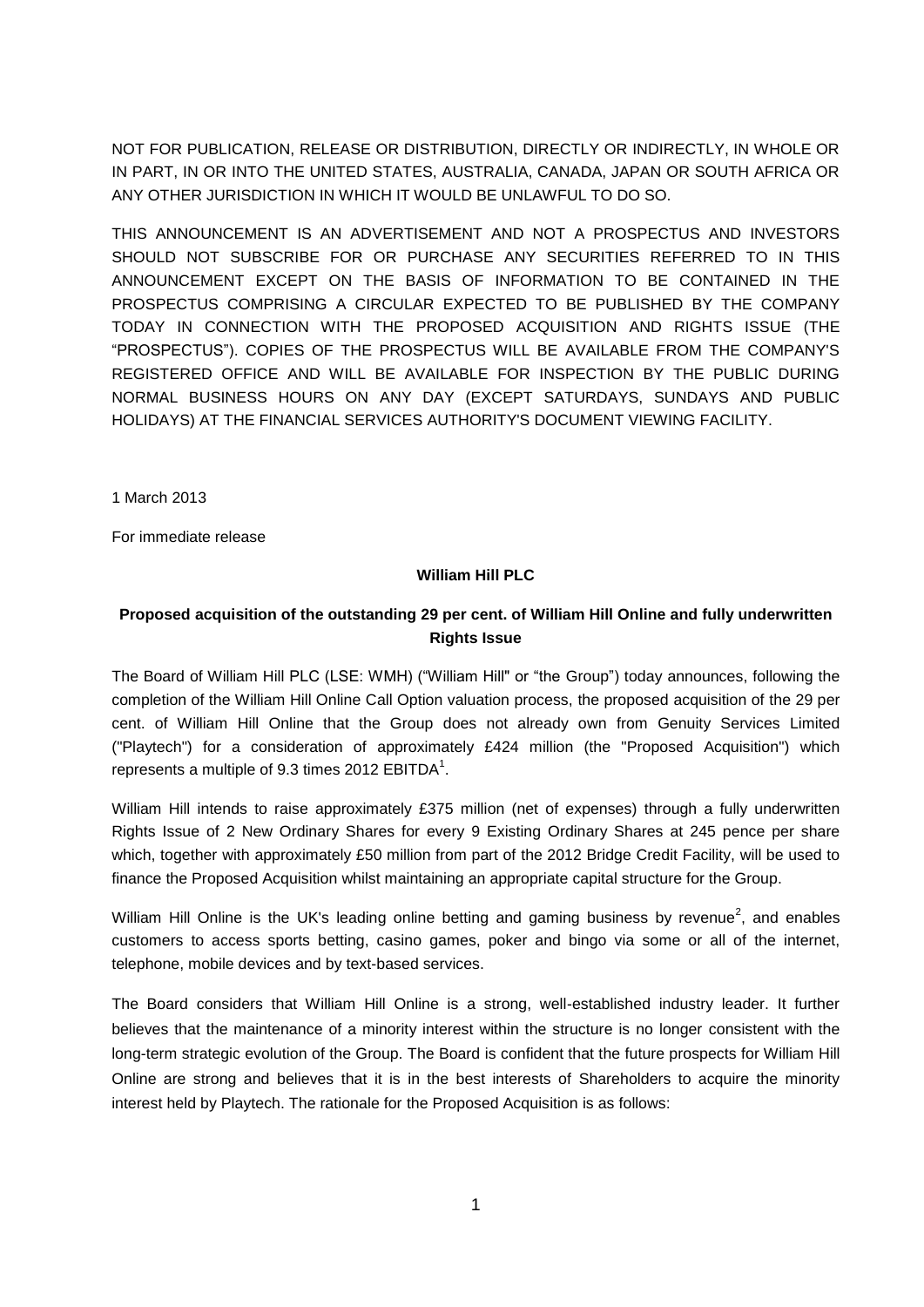NOT FOR PUBLICATION, RELEASE OR DISTRIBUTION, DIRECTLY OR INDIRECTLY, IN WHOLE OR IN PART, IN OR INTO THE UNITED STATES, AUSTRALIA, CANADA, JAPAN OR SOUTH AFRICA OR ANY OTHER JURISDICTION IN WHICH IT WOULD BE UNLAWFUL TO DO SO.

THIS ANNOUNCEMENT IS AN ADVERTISEMENT AND NOT A PROSPECTUS AND INVESTORS SHOULD NOT SUBSCRIBE FOR OR PURCHASE ANY SECURITIES REFERRED TO IN THIS ANNOUNCEMENT EXCEPT ON THE BASIS OF INFORMATION TO BE CONTAINED IN THE PROSPECTUS COMPRISING A CIRCULAR EXPECTED TO BE PUBLISHED BY THE COMPANY TODAY IN CONNECTION WITH THE PROPOSED ACQUISITION AND RIGHTS ISSUE (THE "PROSPECTUS"). COPIES OF THE PROSPECTUS WILL BE AVAILABLE FROM THE COMPANY'S REGISTERED OFFICE AND WILL BE AVAILABLE FOR INSPECTION BY THE PUBLIC DURING NORMAL BUSINESS HOURS ON ANY DAY (EXCEPT SATURDAYS, SUNDAYS AND PUBLIC HOLIDAYS) AT THE FINANCIAL SERVICES AUTHORITY'S DOCUMENT VIEWING FACILITY.

1 March 2013

For immediate release

**William Hill PLC**

**Proposed acquisition of the outstanding 29 per cent. of William Hill Online and fully underwritten Rights Issue**

The Board of William Hill PLC (LSE: WMH) ("William Hill" or "the Group") today announces, following the completion of the William Hill Online Call Option valuation process, the proposed acquisition of the 29 per cent. of William Hill Online that the Group does not already own from Genuity Services Limited ("Playtech") for a consideration of approximately £424 million (the "Proposed Acquisition") which represents a multiple of 9.3 times 2012 EBITDA[1].

William Hill intends to raise approximately £375 million (net of expenses) through a fully underwritten Rights Issue of 2 New Ordinary Shares for every 9 Existing Ordinary Shares at 245 pence per share which, together with approximately £50 million from part of the 2012 Bridge Credit Facility, will be used to finance the Proposed Acquisition whilst maintaining an appropriate capital structure for the Group.

William Hill Online is the UK's leading online betting and gaming business by revenue[2], and enables customers to access sports betting, casino games, poker and bingo via some or all of the internet, telephone, mobile devices and by text-based services.

The Board considers that William Hill Online is a strong, well-established industry leader. It further believes that the maintenance of a minority interest within the structure is no longer consistent with the long-term strategic evolution of the Group. The Board is confident that the future prospects for William Hill Online are strong and believes that it is in the best interests of Shareholders to acquire the minority interest held by Playtech. The rationale for the Proposed Acquisition is as follows: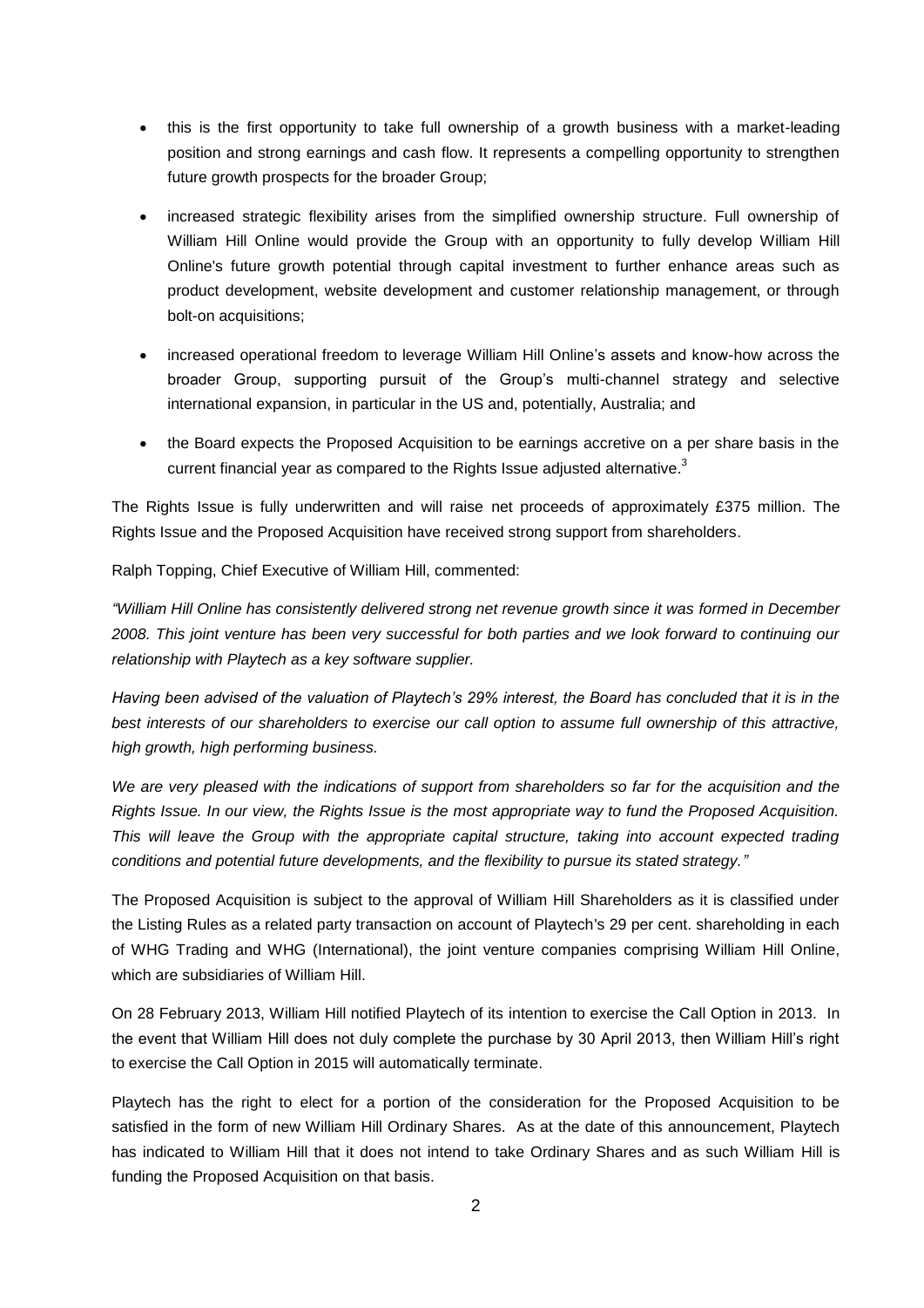- this is the first opportunity to take full ownership of a growth business with a market-leading position and strong earnings and cash flow. It represents a compelling opportunity to strengthen future growth prospects for the broader Group;
- increased strategic flexibility arises from the simplified ownership structure. Full ownership of William Hill Online would provide the Group with an opportunity to fully develop William Hill Online's future growth potential through capital investment to further enhance areas such as product development, website development and customer relationship management, or through bolt-on acquisitions;
- increased operational freedom to leverage William Hill Online's assets and know-how across the broader Group, supporting pursuit of the Group's multi-channel strategy and selective international expansion, in particular in the US and, potentially, Australia; and
- the Board expects the Proposed Acquisition to be earnings accretive on a per share basis in the current financial year as compared to the Rights Issue adjusted alternative.[3]

The Rights Issue is fully underwritten and will raise net proceeds of approximately £375 million. The Rights Issue and the Proposed Acquisition have received strong support from shareholders.

Ralph Topping, Chief Executive of William Hill, commented:

*"William Hill Online has consistently delivered strong net revenue growth since it was formed in December 2008. This joint venture has been very successful for both parties and we look forward to continuing our relationship with Playtech as a key software supplier.*

*Having been advised of the valuation of Playtech's 29% interest, the Board has concluded that it is in the best interests of our shareholders to exercise our call option to assume full ownership of this attractive, high growth, high performing business.*

*We are very pleased with the indications of support from shareholders so far for the acquisition and the Rights Issue. In our view, the Rights Issue is the most appropriate way to fund the Proposed Acquisition. This will leave the Group with the appropriate capital structure, taking into account expected trading conditions and potential future developments, and the flexibility to pursue its stated strategy."*

The Proposed Acquisition is subject to the approval of William Hill Shareholders as it is classified under the Listing Rules as a related party transaction on account of Playtech's 29 per cent. shareholding in each of WHG Trading and WHG (International), the joint venture companies comprising William Hill Online, which are subsidiaries of William Hill.

On 28 February 2013, William Hill notified Playtech of its intention to exercise the Call Option in 2013. In the event that William Hill does not duly complete the purchase by 30 April 2013, then William Hill's right to exercise the Call Option in 2015 will automatically terminate.

Playtech has the right to elect for a portion of the consideration for the Proposed Acquisition to be satisfied in the form of new William Hill Ordinary Shares. As at the date of this announcement, Playtech has indicated to William Hill that it does not intend to take Ordinary Shares and as such William Hill is funding the Proposed Acquisition on that basis.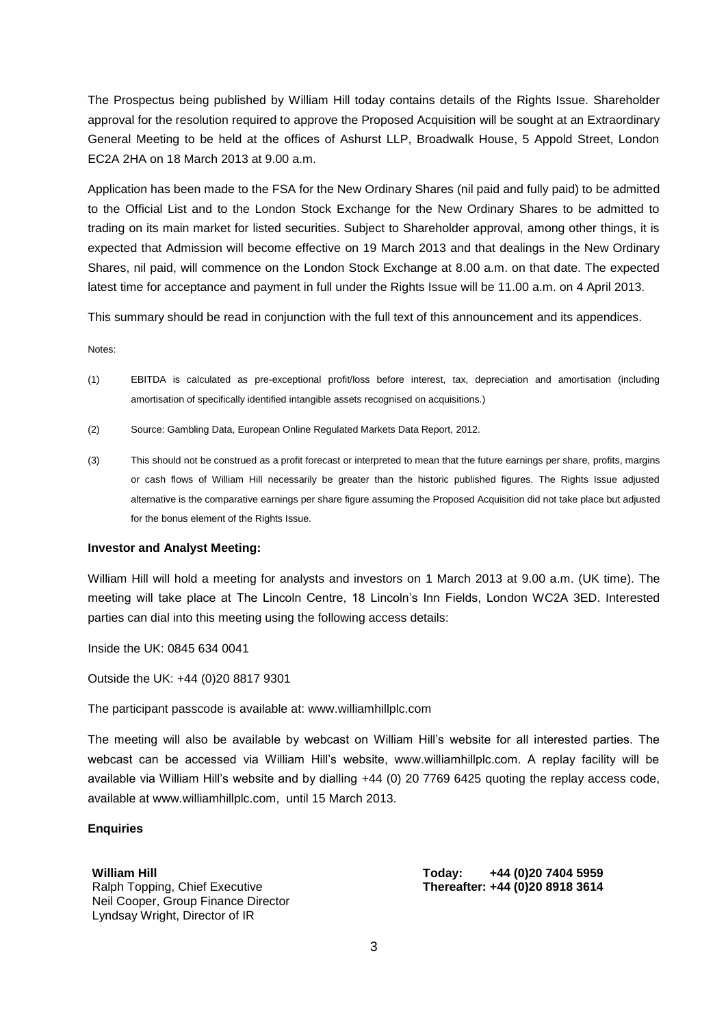The Prospectus being published by William Hill today contains details of the Rights Issue. Shareholder approval for the resolution required to approve the Proposed Acquisition will be sought at an Extraordinary General Meeting to be held at the offices of Ashurst LLP, Broadwalk House, 5 Appold Street, London EC2A 2HA on 18 March 2013 at 9.00 a.m.

Application has been made to the FSA for the New Ordinary Shares (nil paid and fully paid) to be admitted to the Official List and to the London Stock Exchange for the New Ordinary Shares to be admitted to trading on its main market for listed securities. Subject to Shareholder approval, among other things, it is expected that Admission will become effective on 19 March 2013 and that dealings in the New Ordinary Shares, nil paid, will commence on the London Stock Exchange at 8.00 a.m. on that date. The expected latest time for acceptance and payment in full under the Rights Issue will be 11.00 a.m. on 4 April 2013.

This summary should be read in conjunction with the full text of this announcement and its appendices.

Notes:

(1) EBITDA is calculated as pre-exceptional profit/loss before interest, tax, depreciation and amortisation (including amortisation of specifically identified intangible assets recognised on acquisitions.)

(2) Source: Gambling Data, European Online Regulated Markets Data Report, 2012.

(3) This should not be construed as a profit forecast or interpreted to mean that the future earnings per share, profits, margins or cash flows of William Hill necessarily be greater than the historic published figures. The Rights Issue adjusted alternative is the comparative earnings per share figure assuming the Proposed Acquisition did not take place but adjusted for the bonus element of the Rights Issue.

**Investor and Analyst Meeting:**

William Hill will hold a meeting for analysts and investors on 1 March 2013 at 9.00 a.m. (UK time). The meeting will take place at The Lincoln Centre, 18 Lincoln's Inn Fields, London WC2A 3ED. Interested parties can dial into this meeting using the following access details:

Inside the UK: 0845 634 0041

Outside the UK: +44 (0)20 8817 9301

The participant passcode is available at: www.williamhillplc.com

The meeting will also be available by webcast on William Hill's website for all interested parties. The webcast can be accessed via William Hill's website, www.williamhillplc.com. A replay facility will be available via William Hill's website and by dialling +44 (0) 20 7769 6425 quoting the replay access code, available at www.williamhillplc.com, until 15 March 2013.

**Enquiries**

**William Hill**
Ralph Topping, Chief Executive
Neil Cooper, Group Finance Director
Lyndsay Wright, Director of IR

**Today: +44 (0)20 7404 5959**
**Thereafter: +44 (0)20 8918 3614**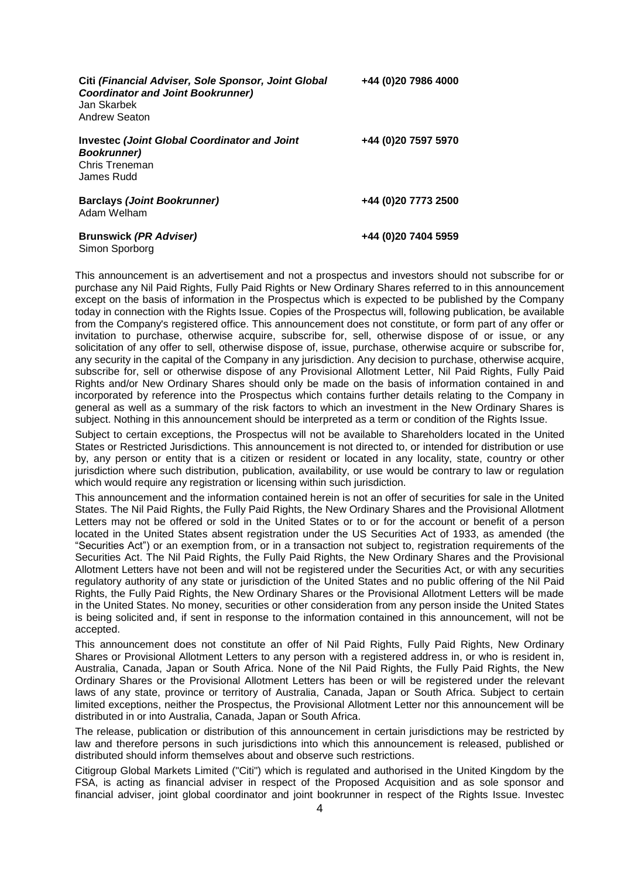| | |
|---|---|
| **Citi *(Financial Adviser, Sole Sponsor, Joint Global Coordinator and Joint Bookrunner)***<br>Jan Skarbek<br>Andrew Seaton | **+44 (0)20 7986 4000** |
| **Investec *(Joint Global Coordinator and Joint Bookrunner)***<br>Chris Treneman<br>James Rudd | **+44 (0)20 7597 5970** |
| **Barclays *(Joint Bookrunner)***<br>Adam Welham | **+44 (0)20 7773 2500** |
| **Brunswick *(PR Adviser)***<br>Simon Sporborg | **+44 (0)20 7404 5959** |

This announcement is an advertisement and not a prospectus and investors should not subscribe for or purchase any Nil Paid Rights, Fully Paid Rights or New Ordinary Shares referred to in this announcement except on the basis of information in the Prospectus which is expected to be published by the Company today in connection with the Rights Issue. Copies of the Prospectus will, following publication, be available from the Company's registered office. This announcement does not constitute, or form part of any offer or invitation to purchase, otherwise acquire, subscribe for, sell, otherwise dispose of or issue, or any solicitation of any offer to sell, otherwise dispose of, issue, purchase, otherwise acquire or subscribe for, any security in the capital of the Company in any jurisdiction. Any decision to purchase, otherwise acquire, subscribe for, sell or otherwise dispose of any Provisional Allotment Letter, Nil Paid Rights, Fully Paid Rights and/or New Ordinary Shares should only be made on the basis of information contained in and incorporated by reference into the Prospectus which contains further details relating to the Company in general as well as a summary of the risk factors to which an investment in the New Ordinary Shares is subject. Nothing in this announcement should be interpreted as a term or condition of the Rights Issue.

Subject to certain exceptions, the Prospectus will not be available to Shareholders located in the United States or Restricted Jurisdictions. This announcement is not directed to, or intended for distribution or use by, any person or entity that is a citizen or resident or located in any locality, state, country or other jurisdiction where such distribution, publication, availability, or use would be contrary to law or regulation which would require any registration or licensing within such jurisdiction.

This announcement and the information contained herein is not an offer of securities for sale in the United States. The Nil Paid Rights, the Fully Paid Rights, the New Ordinary Shares and the Provisional Allotment Letters may not be offered or sold in the United States or to or for the account or benefit of a person located in the United States absent registration under the US Securities Act of 1933, as amended (the "Securities Act") or an exemption from, or in a transaction not subject to, registration requirements of the Securities Act. The Nil Paid Rights, the Fully Paid Rights, the New Ordinary Shares and the Provisional Allotment Letters have not been and will not be registered under the Securities Act, or with any securities regulatory authority of any state or jurisdiction of the United States and no public offering of the Nil Paid Rights, the Fully Paid Rights, the New Ordinary Shares or the Provisional Allotment Letters will be made in the United States. No money, securities or other consideration from any person inside the United States is being solicited and, if sent in response to the information contained in this announcement, will not be accepted.

This announcement does not constitute an offer of Nil Paid Rights, Fully Paid Rights, New Ordinary Shares or Provisional Allotment Letters to any person with a registered address in, or who is resident in, Australia, Canada, Japan or South Africa. None of the Nil Paid Rights, the Fully Paid Rights, the New Ordinary Shares or the Provisional Allotment Letters has been or will be registered under the relevant laws of any state, province or territory of Australia, Canada, Japan or South Africa. Subject to certain limited exceptions, neither the Prospectus, the Provisional Allotment Letter nor this announcement will be distributed in or into Australia, Canada, Japan or South Africa.

The release, publication or distribution of this announcement in certain jurisdictions may be restricted by law and therefore persons in such jurisdictions into which this announcement is released, published or distributed should inform themselves about and observe such restrictions.

Citigroup Global Markets Limited ("Citi") which is regulated and authorised in the United Kingdom by the FSA, is acting as financial adviser in respect of the Proposed Acquisition and as sole sponsor and financial adviser, joint global coordinator and joint bookrunner in respect of the Rights Issue. Investec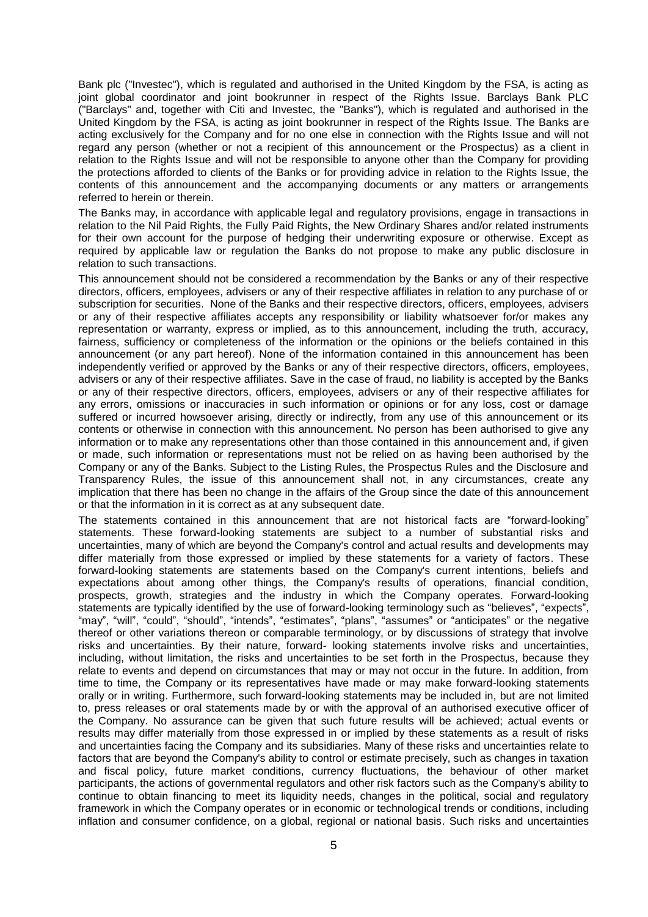Bank plc ("Investec"), which is regulated and authorised in the United Kingdom by the FSA, is acting as joint global coordinator and joint bookrunner in respect of the Rights Issue. Barclays Bank PLC ("Barclays" and, together with Citi and Investec, the "Banks"), which is regulated and authorised in the United Kingdom by the FSA, is acting as joint bookrunner in respect of the Rights Issue. The Banks are acting exclusively for the Company and for no one else in connection with the Rights Issue and will not regard any person (whether or not a recipient of this announcement or the Prospectus) as a client in relation to the Rights Issue and will not be responsible to anyone other than the Company for providing the protections afforded to clients of the Banks or for providing advice in relation to the Rights Issue, the contents of this announcement and the accompanying documents or any matters or arrangements referred to herein or therein.

The Banks may, in accordance with applicable legal and regulatory provisions, engage in transactions in relation to the Nil Paid Rights, the Fully Paid Rights, the New Ordinary Shares and/or related instruments for their own account for the purpose of hedging their underwriting exposure or otherwise. Except as required by applicable law or regulation the Banks do not propose to make any public disclosure in relation to such transactions.

This announcement should not be considered a recommendation by the Banks or any of their respective directors, officers, employees, advisers or any of their respective affiliates in relation to any purchase of or subscription for securities. None of the Banks and their respective directors, officers, employees, advisers or any of their respective affiliates accepts any responsibility or liability whatsoever for/or makes any representation or warranty, express or implied, as to this announcement, including the truth, accuracy, fairness, sufficiency or completeness of the information or the opinions or the beliefs contained in this announcement (or any part hereof). None of the information contained in this announcement has been independently verified or approved by the Banks or any of their respective directors, officers, employees, advisers or any of their respective affiliates. Save in the case of fraud, no liability is accepted by the Banks or any of their respective directors, officers, employees, advisers or any of their respective affiliates for any errors, omissions or inaccuracies in such information or opinions or for any loss, cost or damage suffered or incurred howsoever arising, directly or indirectly, from any use of this announcement or its contents or otherwise in connection with this announcement. No person has been authorised to give any information or to make any representations other than those contained in this announcement and, if given or made, such information or representations must not be relied on as having been authorised by the Company or any of the Banks. Subject to the Listing Rules, the Prospectus Rules and the Disclosure and Transparency Rules, the issue of this announcement shall not, in any circumstances, create any implication that there has been no change in the affairs of the Group since the date of this announcement or that the information in it is correct as at any subsequent date.

The statements contained in this announcement that are not historical facts are "forward-looking" statements. These forward-looking statements are subject to a number of substantial risks and uncertainties, many of which are beyond the Company's control and actual results and developments may differ materially from those expressed or implied by these statements for a variety of factors. These forward-looking statements are statements based on the Company's current intentions, beliefs and expectations about among other things, the Company's results of operations, financial condition, prospects, growth, strategies and the industry in which the Company operates. Forward-looking statements are typically identified by the use of forward-looking terminology such as "believes", "expects", "may", "will", "could", "should", "intends", "estimates", "plans", "assumes" or "anticipates" or the negative thereof or other variations thereon or comparable terminology, or by discussions of strategy that involve risks and uncertainties. By their nature, forward- looking statements involve risks and uncertainties, including, without limitation, the risks and uncertainties to be set forth in the Prospectus, because they relate to events and depend on circumstances that may or may not occur in the future. In addition, from time to time, the Company or its representatives have made or may make forward-looking statements orally or in writing. Furthermore, such forward-looking statements may be included in, but are not limited to, press releases or oral statements made by or with the approval of an authorised executive officer of the Company. No assurance can be given that such future results will be achieved; actual events or results may differ materially from those expressed in or implied by these statements as a result of risks and uncertainties facing the Company and its subsidiaries. Many of these risks and uncertainties relate to factors that are beyond the Company's ability to control or estimate precisely, such as changes in taxation and fiscal policy, future market conditions, currency fluctuations, the behaviour of other market participants, the actions of governmental regulators and other risk factors such as the Company's ability to continue to obtain financing to meet its liquidity needs, changes in the political, social and regulatory framework in which the Company operates or in economic or technological trends or conditions, including inflation and consumer confidence, on a global, regional or national basis. Such risks and uncertainties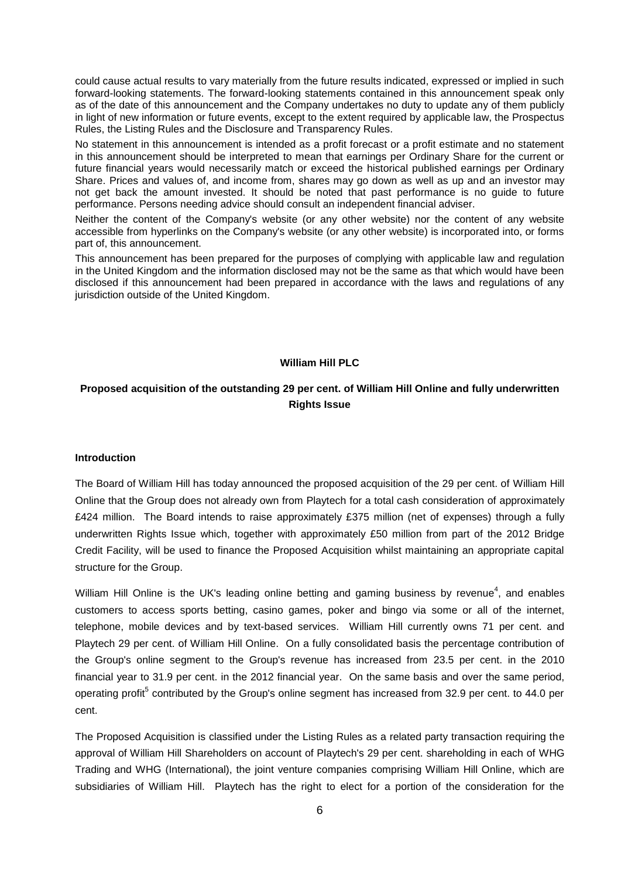could cause actual results to vary materially from the future results indicated, expressed or implied in such forward-looking statements. The forward-looking statements contained in this announcement speak only as of the date of this announcement and the Company undertakes no duty to update any of them publicly in light of new information or future events, except to the extent required by applicable law, the Prospectus Rules, the Listing Rules and the Disclosure and Transparency Rules.

No statement in this announcement is intended as a profit forecast or a profit estimate and no statement in this announcement should be interpreted to mean that earnings per Ordinary Share for the current or future financial years would necessarily match or exceed the historical published earnings per Ordinary Share. Prices and values of, and income from, shares may go down as well as up and an investor may not get back the amount invested. It should be noted that past performance is no guide to future performance. Persons needing advice should consult an independent financial adviser.

Neither the content of the Company's website (or any other website) nor the content of any website accessible from hyperlinks on the Company's website (or any other website) is incorporated into, or forms part of, this announcement.

This announcement has been prepared for the purposes of complying with applicable law and regulation in the United Kingdom and the information disclosed may not be the same as that which would have been disclosed if this announcement had been prepared in accordance with the laws and regulations of any jurisdiction outside of the United Kingdom.

**William Hill PLC**

**Proposed acquisition of the outstanding 29 per cent. of William Hill Online and fully underwritten Rights Issue**

**Introduction**

The Board of William Hill has today announced the proposed acquisition of the 29 per cent. of William Hill Online that the Group does not already own from Playtech for a total cash consideration of approximately £424 million. The Board intends to raise approximately £375 million (net of expenses) through a fully underwritten Rights Issue which, together with approximately £50 million from part of the 2012 Bridge Credit Facility, will be used to finance the Proposed Acquisition whilst maintaining an appropriate capital structure for the Group.

William Hill Online is the UK's leading online betting and gaming business by revenue[4], and enables customers to access sports betting, casino games, poker and bingo via some or all of the internet, telephone, mobile devices and by text-based services. William Hill currently owns 71 per cent. and Playtech 29 per cent. of William Hill Online. On a fully consolidated basis the percentage contribution of the Group's online segment to the Group's revenue has increased from 23.5 per cent. in the 2010 financial year to 31.9 per cent. in the 2012 financial year. On the same basis and over the same period, operating profit[5] contributed by the Group's online segment has increased from 32.9 per cent. to 44.0 per cent.

The Proposed Acquisition is classified under the Listing Rules as a related party transaction requiring the approval of William Hill Shareholders on account of Playtech's 29 per cent. shareholding in each of WHG Trading and WHG (International), the joint venture companies comprising William Hill Online, which are subsidiaries of William Hill. Playtech has the right to elect for a portion of the consideration for the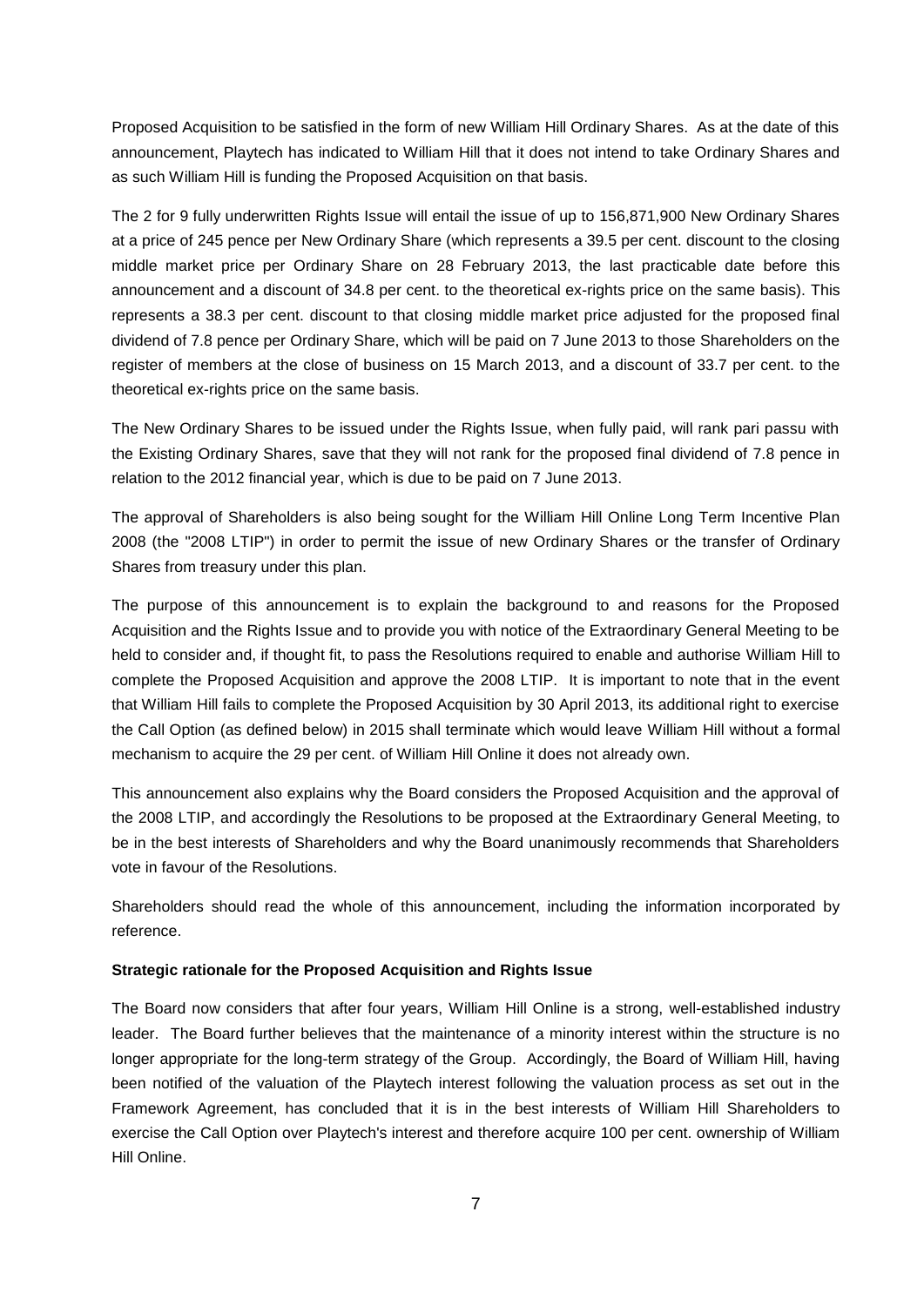Proposed Acquisition to be satisfied in the form of new William Hill Ordinary Shares. As at the date of this announcement, Playtech has indicated to William Hill that it does not intend to take Ordinary Shares and as such William Hill is funding the Proposed Acquisition on that basis.

The 2 for 9 fully underwritten Rights Issue will entail the issue of up to 156,871,900 New Ordinary Shares at a price of 245 pence per New Ordinary Share (which represents a 39.5 per cent. discount to the closing middle market price per Ordinary Share on 28 February 2013, the last practicable date before this announcement and a discount of 34.8 per cent. to the theoretical ex-rights price on the same basis). This represents a 38.3 per cent. discount to that closing middle market price adjusted for the proposed final dividend of 7.8 pence per Ordinary Share, which will be paid on 7 June 2013 to those Shareholders on the register of members at the close of business on 15 March 2013, and a discount of 33.7 per cent. to the theoretical ex-rights price on the same basis.

The New Ordinary Shares to be issued under the Rights Issue, when fully paid, will rank pari passu with the Existing Ordinary Shares, save that they will not rank for the proposed final dividend of 7.8 pence in relation to the 2012 financial year, which is due to be paid on 7 June 2013.

The approval of Shareholders is also being sought for the William Hill Online Long Term Incentive Plan 2008 (the "2008 LTIP") in order to permit the issue of new Ordinary Shares or the transfer of Ordinary Shares from treasury under this plan.

The purpose of this announcement is to explain the background to and reasons for the Proposed Acquisition and the Rights Issue and to provide you with notice of the Extraordinary General Meeting to be held to consider and, if thought fit, to pass the Resolutions required to enable and authorise William Hill to complete the Proposed Acquisition and approve the 2008 LTIP. It is important to note that in the event that William Hill fails to complete the Proposed Acquisition by 30 April 2013, its additional right to exercise the Call Option (as defined below) in 2015 shall terminate which would leave William Hill without a formal mechanism to acquire the 29 per cent. of William Hill Online it does not already own.

This announcement also explains why the Board considers the Proposed Acquisition and the approval of the 2008 LTIP, and accordingly the Resolutions to be proposed at the Extraordinary General Meeting, to be in the best interests of Shareholders and why the Board unanimously recommends that Shareholders vote in favour of the Resolutions.

Shareholders should read the whole of this announcement, including the information incorporated by reference.

**Strategic rationale for the Proposed Acquisition and Rights Issue**

The Board now considers that after four years, William Hill Online is a strong, well-established industry leader. The Board further believes that the maintenance of a minority interest within the structure is no longer appropriate for the long-term strategy of the Group. Accordingly, the Board of William Hill, having been notified of the valuation of the Playtech interest following the valuation process as set out in the Framework Agreement, has concluded that it is in the best interests of William Hill Shareholders to exercise the Call Option over Playtech's interest and therefore acquire 100 per cent. ownership of William Hill Online.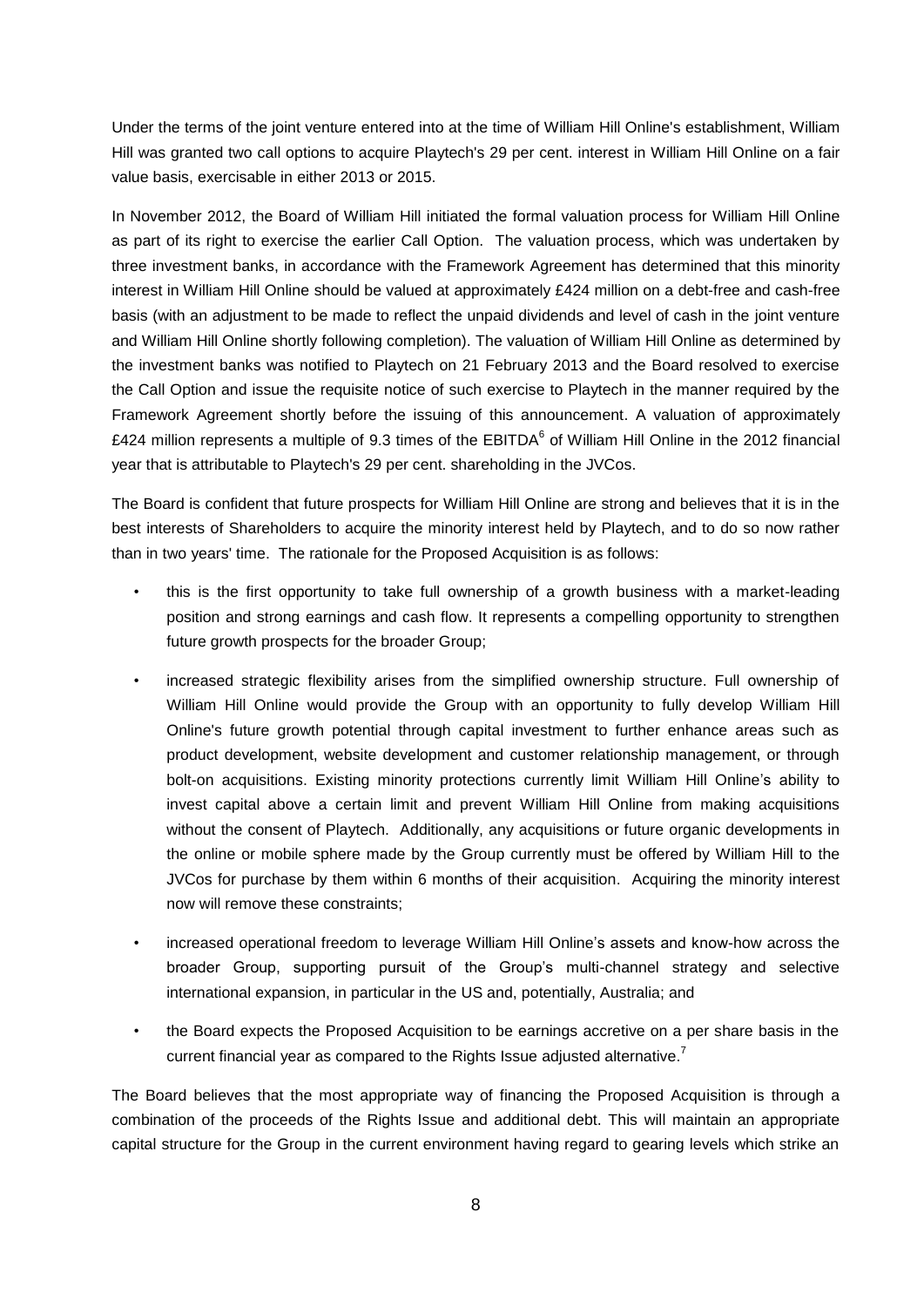Under the terms of the joint venture entered into at the time of William Hill Online's establishment, William Hill was granted two call options to acquire Playtech's 29 per cent. interest in William Hill Online on a fair value basis, exercisable in either 2013 or 2015.

In November 2012, the Board of William Hill initiated the formal valuation process for William Hill Online as part of its right to exercise the earlier Call Option. The valuation process, which was undertaken by three investment banks, in accordance with the Framework Agreement has determined that this minority interest in William Hill Online should be valued at approximately £424 million on a debt-free and cash-free basis (with an adjustment to be made to reflect the unpaid dividends and level of cash in the joint venture and William Hill Online shortly following completion). The valuation of William Hill Online as determined by the investment banks was notified to Playtech on 21 February 2013 and the Board resolved to exercise the Call Option and issue the requisite notice of such exercise to Playtech in the manner required by the Framework Agreement shortly before the issuing of this announcement. A valuation of approximately £424 million represents a multiple of 9.3 times of the EBITDA[6] of William Hill Online in the 2012 financial year that is attributable to Playtech's 29 per cent. shareholding in the JVCos.

The Board is confident that future prospects for William Hill Online are strong and believes that it is in the best interests of Shareholders to acquire the minority interest held by Playtech, and to do so now rather than in two years' time. The rationale for the Proposed Acquisition is as follows:

- this is the first opportunity to take full ownership of a growth business with a market-leading position and strong earnings and cash flow. It represents a compelling opportunity to strengthen future growth prospects for the broader Group;
- increased strategic flexibility arises from the simplified ownership structure. Full ownership of William Hill Online would provide the Group with an opportunity to fully develop William Hill Online's future growth potential through capital investment to further enhance areas such as product development, website development and customer relationship management, or through bolt-on acquisitions. Existing minority protections currently limit William Hill Online's ability to invest capital above a certain limit and prevent William Hill Online from making acquisitions without the consent of Playtech. Additionally, any acquisitions or future organic developments in the online or mobile sphere made by the Group currently must be offered by William Hill to the JVCos for purchase by them within 6 months of their acquisition. Acquiring the minority interest now will remove these constraints;
- increased operational freedom to leverage William Hill Online's assets and know-how across the broader Group, supporting pursuit of the Group's multi-channel strategy and selective international expansion, in particular in the US and, potentially, Australia; and
- the Board expects the Proposed Acquisition to be earnings accretive on a per share basis in the current financial year as compared to the Rights Issue adjusted alternative.[7]

The Board believes that the most appropriate way of financing the Proposed Acquisition is through a combination of the proceeds of the Rights Issue and additional debt. This will maintain an appropriate capital structure for the Group in the current environment having regard to gearing levels which strike an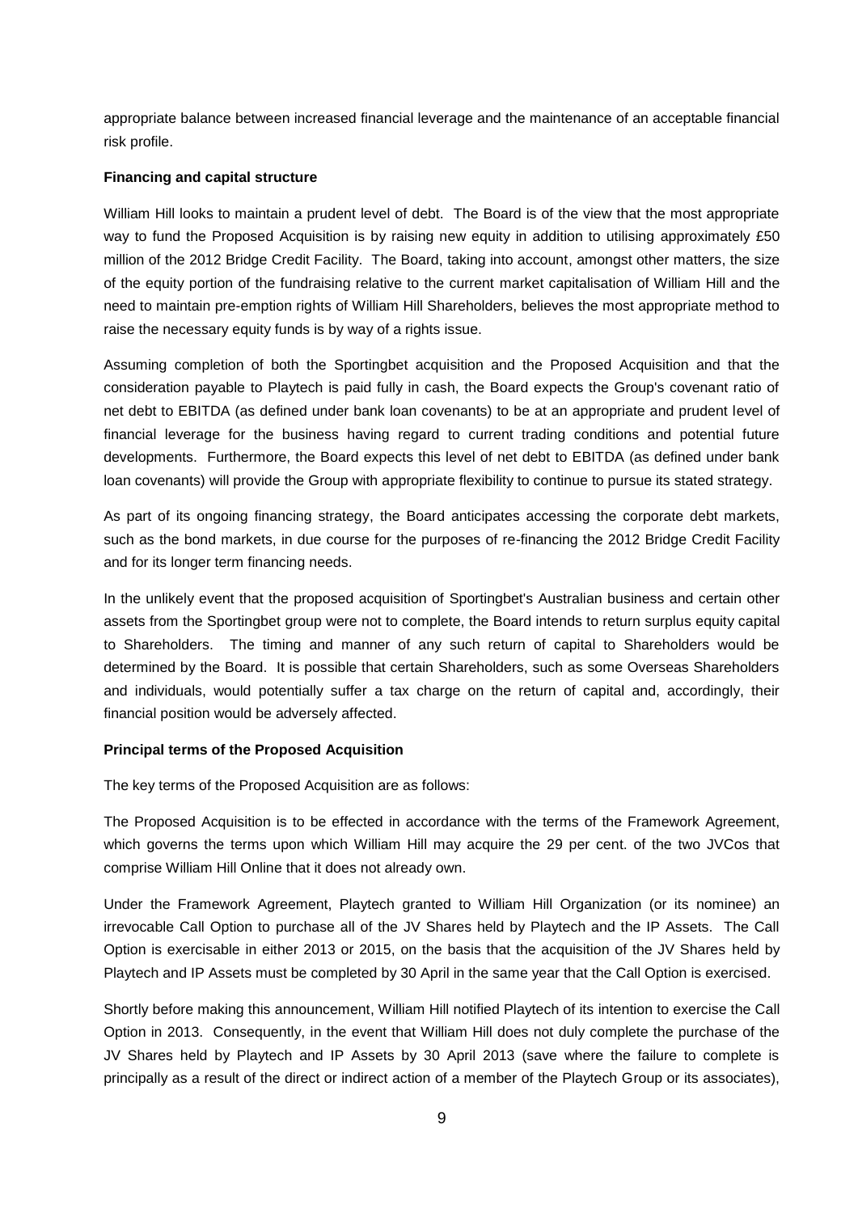appropriate balance between increased financial leverage and the maintenance of an acceptable financial risk profile.

**Financing and capital structure**

William Hill looks to maintain a prudent level of debt. The Board is of the view that the most appropriate way to fund the Proposed Acquisition is by raising new equity in addition to utilising approximately £50 million of the 2012 Bridge Credit Facility. The Board, taking into account, amongst other matters, the size of the equity portion of the fundraising relative to the current market capitalisation of William Hill and the need to maintain pre-emption rights of William Hill Shareholders, believes the most appropriate method to raise the necessary equity funds is by way of a rights issue.

Assuming completion of both the Sportingbet acquisition and the Proposed Acquisition and that the consideration payable to Playtech is paid fully in cash, the Board expects the Group's covenant ratio of net debt to EBITDA (as defined under bank loan covenants) to be at an appropriate and prudent level of financial leverage for the business having regard to current trading conditions and potential future developments. Furthermore, the Board expects this level of net debt to EBITDA (as defined under bank loan covenants) will provide the Group with appropriate flexibility to continue to pursue its stated strategy.

As part of its ongoing financing strategy, the Board anticipates accessing the corporate debt markets, such as the bond markets, in due course for the purposes of re-financing the 2012 Bridge Credit Facility and for its longer term financing needs.

In the unlikely event that the proposed acquisition of Sportingbet's Australian business and certain other assets from the Sportingbet group were not to complete, the Board intends to return surplus equity capital to Shareholders. The timing and manner of any such return of capital to Shareholders would be determined by the Board. It is possible that certain Shareholders, such as some Overseas Shareholders and individuals, would potentially suffer a tax charge on the return of capital and, accordingly, their financial position would be adversely affected.

**Principal terms of the Proposed Acquisition**

The key terms of the Proposed Acquisition are as follows:

The Proposed Acquisition is to be effected in accordance with the terms of the Framework Agreement, which governs the terms upon which William Hill may acquire the 29 per cent. of the two JVCos that comprise William Hill Online that it does not already own.

Under the Framework Agreement, Playtech granted to William Hill Organization (or its nominee) an irrevocable Call Option to purchase all of the JV Shares held by Playtech and the IP Assets. The Call Option is exercisable in either 2013 or 2015, on the basis that the acquisition of the JV Shares held by Playtech and IP Assets must be completed by 30 April in the same year that the Call Option is exercised.

Shortly before making this announcement, William Hill notified Playtech of its intention to exercise the Call Option in 2013. Consequently, in the event that William Hill does not duly complete the purchase of the JV Shares held by Playtech and IP Assets by 30 April 2013 (save where the failure to complete is principally as a result of the direct or indirect action of a member of the Playtech Group or its associates),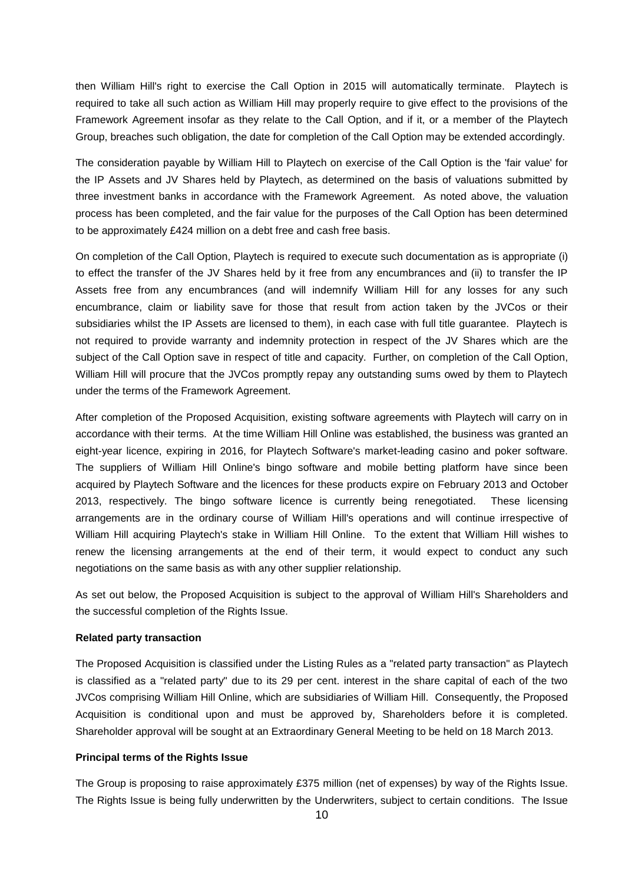then William Hill's right to exercise the Call Option in 2015 will automatically terminate. Playtech is required to take all such action as William Hill may properly require to give effect to the provisions of the Framework Agreement insofar as they relate to the Call Option, and if it, or a member of the Playtech Group, breaches such obligation, the date for completion of the Call Option may be extended accordingly.

The consideration payable by William Hill to Playtech on exercise of the Call Option is the 'fair value' for the IP Assets and JV Shares held by Playtech, as determined on the basis of valuations submitted by three investment banks in accordance with the Framework Agreement. As noted above, the valuation process has been completed, and the fair value for the purposes of the Call Option has been determined to be approximately £424 million on a debt free and cash free basis.

On completion of the Call Option, Playtech is required to execute such documentation as is appropriate (i) to effect the transfer of the JV Shares held by it free from any encumbrances and (ii) to transfer the IP Assets free from any encumbrances (and will indemnify William Hill for any losses for any such encumbrance, claim or liability save for those that result from action taken by the JVCos or their subsidiaries whilst the IP Assets are licensed to them), in each case with full title guarantee. Playtech is not required to provide warranty and indemnity protection in respect of the JV Shares which are the subject of the Call Option save in respect of title and capacity. Further, on completion of the Call Option, William Hill will procure that the JVCos promptly repay any outstanding sums owed by them to Playtech under the terms of the Framework Agreement.

After completion of the Proposed Acquisition, existing software agreements with Playtech will carry on in accordance with their terms. At the time William Hill Online was established, the business was granted an eight-year licence, expiring in 2016, for Playtech Software's market-leading casino and poker software. The suppliers of William Hill Online's bingo software and mobile betting platform have since been acquired by Playtech Software and the licences for these products expire on February 2013 and October 2013, respectively. The bingo software licence is currently being renegotiated. These licensing arrangements are in the ordinary course of William Hill's operations and will continue irrespective of William Hill acquiring Playtech's stake in William Hill Online. To the extent that William Hill wishes to renew the licensing arrangements at the end of their term, it would expect to conduct any such negotiations on the same basis as with any other supplier relationship.

As set out below, the Proposed Acquisition is subject to the approval of William Hill's Shareholders and the successful completion of the Rights Issue.

**Related party transaction**

The Proposed Acquisition is classified under the Listing Rules as a "related party transaction" as Playtech is classified as a "related party" due to its 29 per cent. interest in the share capital of each of the two JVCos comprising William Hill Online, which are subsidiaries of William Hill. Consequently, the Proposed Acquisition is conditional upon and must be approved by, Shareholders before it is completed. Shareholder approval will be sought at an Extraordinary General Meeting to be held on 18 March 2013.

**Principal terms of the Rights Issue**

The Group is proposing to raise approximately £375 million (net of expenses) by way of the Rights Issue. The Rights Issue is being fully underwritten by the Underwriters, subject to certain conditions. The Issue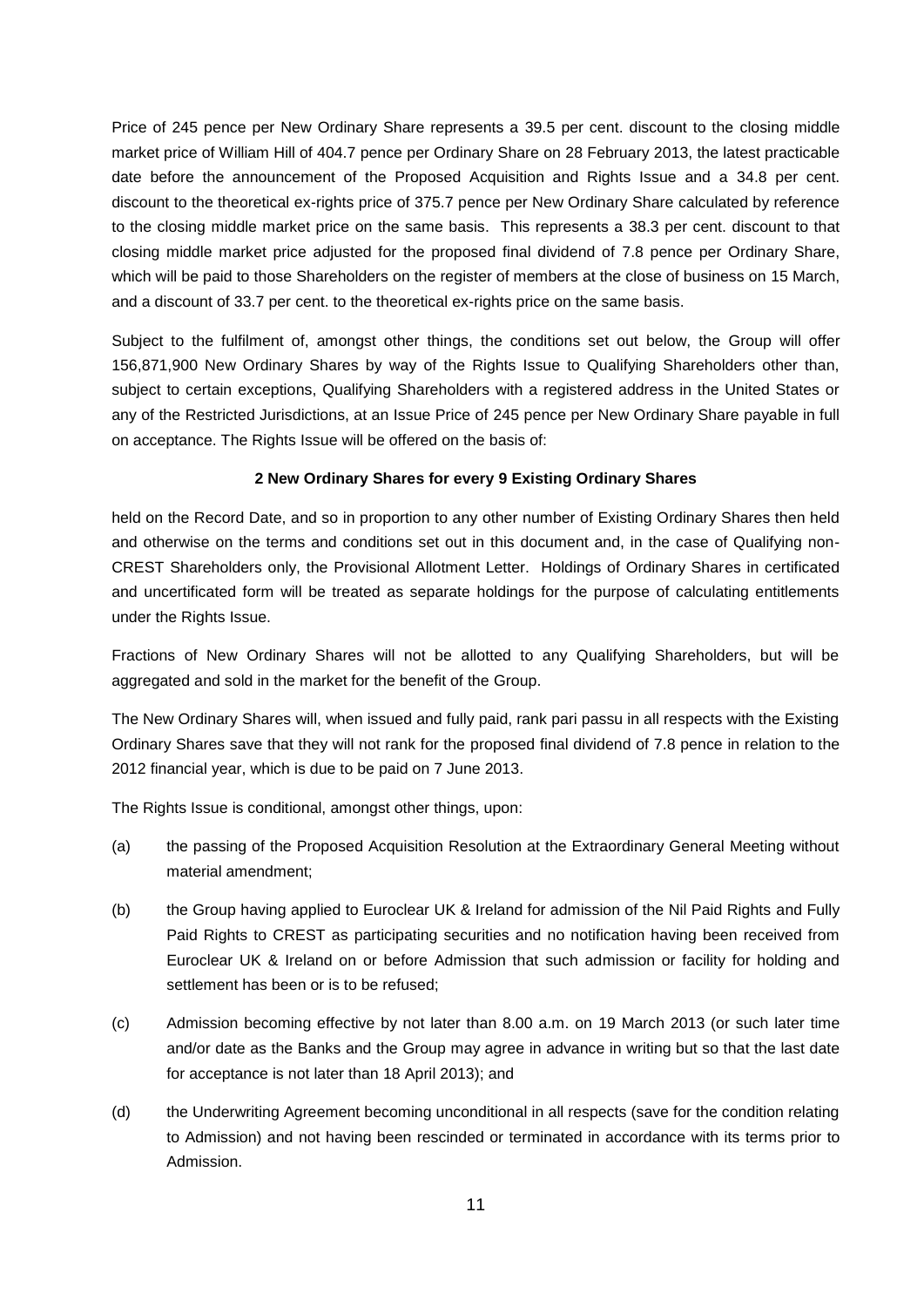Price of 245 pence per New Ordinary Share represents a 39.5 per cent. discount to the closing middle market price of William Hill of 404.7 pence per Ordinary Share on 28 February 2013, the latest practicable date before the announcement of the Proposed Acquisition and Rights Issue and a 34.8 per cent. discount to the theoretical ex-rights price of 375.7 pence per New Ordinary Share calculated by reference to the closing middle market price on the same basis. This represents a 38.3 per cent. discount to that closing middle market price adjusted for the proposed final dividend of 7.8 pence per Ordinary Share, which will be paid to those Shareholders on the register of members at the close of business on 15 March, and a discount of 33.7 per cent. to the theoretical ex-rights price on the same basis.

Subject to the fulfilment of, amongst other things, the conditions set out below, the Group will offer 156,871,900 New Ordinary Shares by way of the Rights Issue to Qualifying Shareholders other than, subject to certain exceptions, Qualifying Shareholders with a registered address in the United States or any of the Restricted Jurisdictions, at an Issue Price of 245 pence per New Ordinary Share payable in full on acceptance. The Rights Issue will be offered on the basis of:

**2 New Ordinary Shares for every 9 Existing Ordinary Shares**

held on the Record Date, and so in proportion to any other number of Existing Ordinary Shares then held and otherwise on the terms and conditions set out in this document and, in the case of Qualifying non-CREST Shareholders only, the Provisional Allotment Letter. Holdings of Ordinary Shares in certificated and uncertificated form will be treated as separate holdings for the purpose of calculating entitlements under the Rights Issue.

Fractions of New Ordinary Shares will not be allotted to any Qualifying Shareholders, but will be aggregated and sold in the market for the benefit of the Group.

The New Ordinary Shares will, when issued and fully paid, rank pari passu in all respects with the Existing Ordinary Shares save that they will not rank for the proposed final dividend of 7.8 pence in relation to the 2012 financial year, which is due to be paid on 7 June 2013.

The Rights Issue is conditional, amongst other things, upon:

(a) the passing of the Proposed Acquisition Resolution at the Extraordinary General Meeting without material amendment;

(b) the Group having applied to Euroclear UK & Ireland for admission of the Nil Paid Rights and Fully Paid Rights to CREST as participating securities and no notification having been received from Euroclear UK & Ireland on or before Admission that such admission or facility for holding and settlement has been or is to be refused;

(c) Admission becoming effective by not later than 8.00 a.m. on 19 March 2013 (or such later time and/or date as the Banks and the Group may agree in advance in writing but so that the last date for acceptance is not later than 18 April 2013); and

(d) the Underwriting Agreement becoming unconditional in all respects (save for the condition relating to Admission) and not having been rescinded or terminated in accordance with its terms prior to Admission.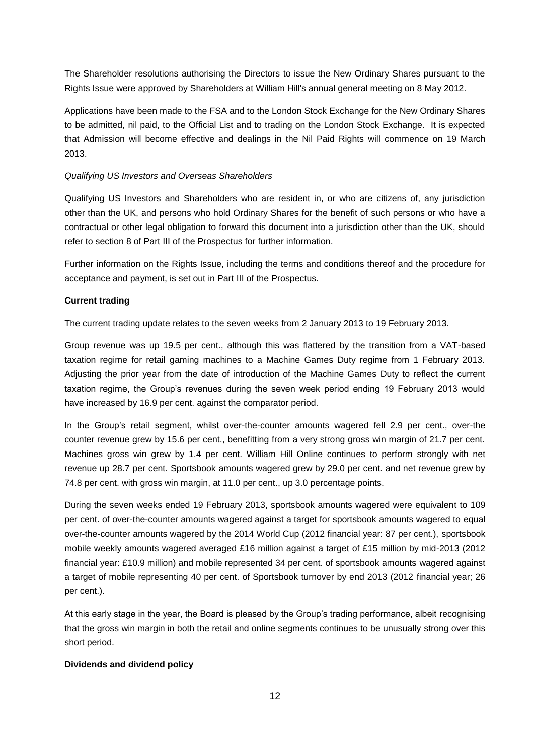The Shareholder resolutions authorising the Directors to issue the New Ordinary Shares pursuant to the Rights Issue were approved by Shareholders at William Hill's annual general meeting on 8 May 2012.

Applications have been made to the FSA and to the London Stock Exchange for the New Ordinary Shares to be admitted, nil paid, to the Official List and to trading on the London Stock Exchange. It is expected that Admission will become effective and dealings in the Nil Paid Rights will commence on 19 March 2013.

*Qualifying US Investors and Overseas Shareholders*

Qualifying US Investors and Shareholders who are resident in, or who are citizens of, any jurisdiction other than the UK, and persons who hold Ordinary Shares for the benefit of such persons or who have a contractual or other legal obligation to forward this document into a jurisdiction other than the UK, should refer to section 8 of Part III of the Prospectus for further information.

Further information on the Rights Issue, including the terms and conditions thereof and the procedure for acceptance and payment, is set out in Part III of the Prospectus.

**Current trading**

The current trading update relates to the seven weeks from 2 January 2013 to 19 February 2013.

Group revenue was up 19.5 per cent., although this was flattered by the transition from a VAT-based taxation regime for retail gaming machines to a Machine Games Duty regime from 1 February 2013. Adjusting the prior year from the date of introduction of the Machine Games Duty to reflect the current taxation regime, the Group's revenues during the seven week period ending 19 February 2013 would have increased by 16.9 per cent. against the comparator period.

In the Group's retail segment, whilst over-the-counter amounts wagered fell 2.9 per cent., over-the counter revenue grew by 15.6 per cent., benefitting from a very strong gross win margin of 21.7 per cent. Machines gross win grew by 1.4 per cent. William Hill Online continues to perform strongly with net revenue up 28.7 per cent. Sportsbook amounts wagered grew by 29.0 per cent. and net revenue grew by 74.8 per cent. with gross win margin, at 11.0 per cent., up 3.0 percentage points.

During the seven weeks ended 19 February 2013, sportsbook amounts wagered were equivalent to 109 per cent. of over-the-counter amounts wagered against a target for sportsbook amounts wagered to equal over-the-counter amounts wagered by the 2014 World Cup (2012 financial year: 87 per cent.), sportsbook mobile weekly amounts wagered averaged £16 million against a target of £15 million by mid-2013 (2012 financial year: £10.9 million) and mobile represented 34 per cent. of sportsbook amounts wagered against a target of mobile representing 40 per cent. of Sportsbook turnover by end 2013 (2012 financial year; 26 per cent.).

At this early stage in the year, the Board is pleased by the Group's trading performance, albeit recognising that the gross win margin in both the retail and online segments continues to be unusually strong over this short period.

**Dividends and dividend policy**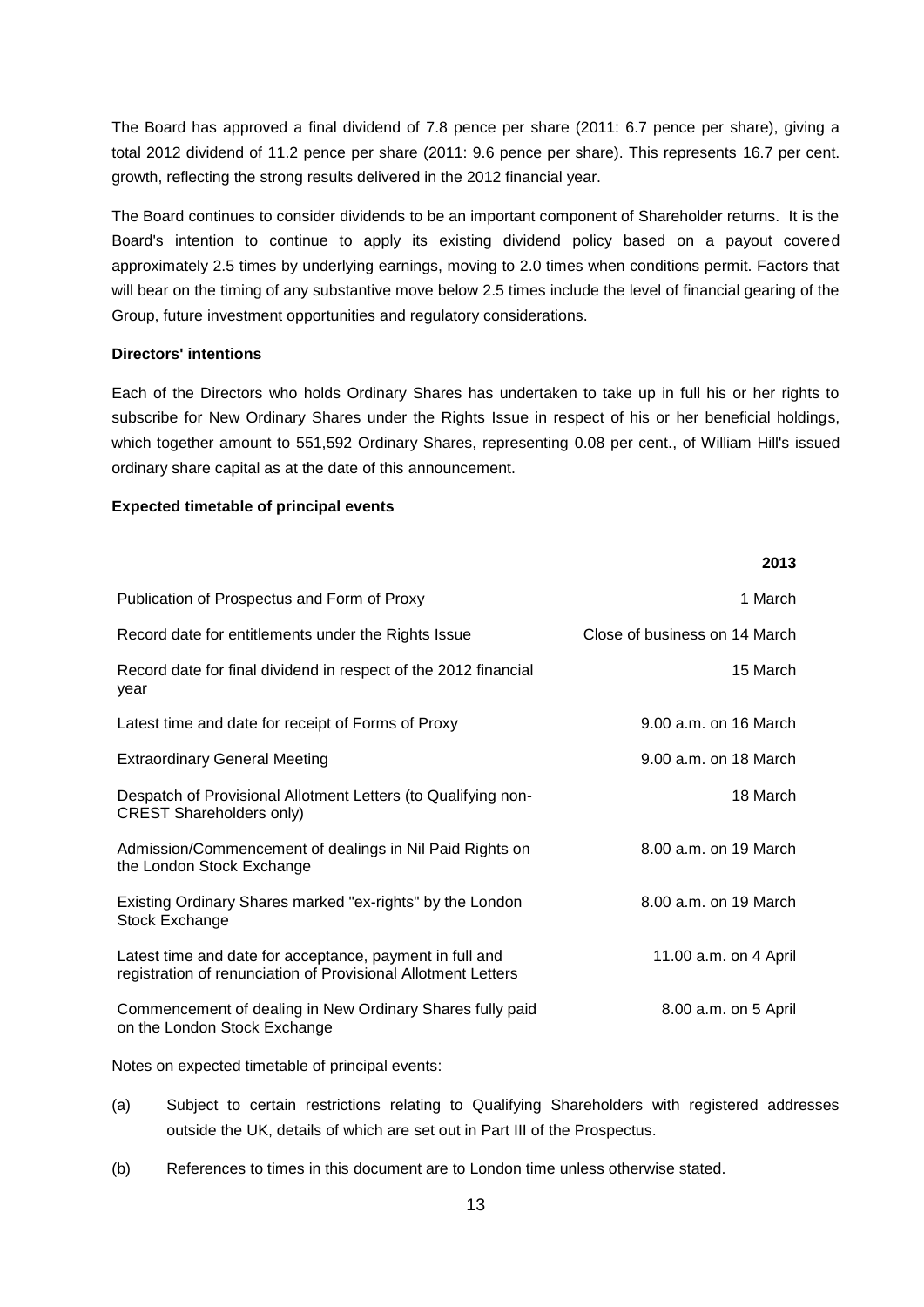The Board has approved a final dividend of 7.8 pence per share (2011: 6.7 pence per share), giving a total 2012 dividend of 11.2 pence per share (2011: 9.6 pence per share). This represents 16.7 per cent. growth, reflecting the strong results delivered in the 2012 financial year.

The Board continues to consider dividends to be an important component of Shareholder returns. It is the Board's intention to continue to apply its existing dividend policy based on a payout covered approximately 2.5 times by underlying earnings, moving to 2.0 times when conditions permit. Factors that will bear on the timing of any substantive move below 2.5 times include the level of financial gearing of the Group, future investment opportunities and regulatory considerations.

**Directors' intentions**

Each of the Directors who holds Ordinary Shares has undertaken to take up in full his or her rights to subscribe for New Ordinary Shares under the Rights Issue in respect of his or her beneficial holdings, which together amount to 551,592 Ordinary Shares, representing 0.08 per cent., of William Hill's issued ordinary share capital as at the date of this announcement.

**Expected timetable of principal events**

| | **2013** |
|---|---|
| Publication of Prospectus and Form of Proxy | 1 March |
| Record date for entitlements under the Rights Issue | Close of business on 14 March |
| Record date for final dividend in respect of the 2012 financial year | 15 March |
| Latest time and date for receipt of Forms of Proxy | 9.00 a.m. on 16 March |
| Extraordinary General Meeting | 9.00 a.m. on 18 March |
| Despatch of Provisional Allotment Letters (to Qualifying non-CREST Shareholders only) | 18 March |
| Admission/Commencement of dealings in Nil Paid Rights on the London Stock Exchange | 8.00 a.m. on 19 March |
| Existing Ordinary Shares marked "ex-rights" by the London Stock Exchange | 8.00 a.m. on 19 March |
| Latest time and date for acceptance, payment in full and registration of renunciation of Provisional Allotment Letters | 11.00 a.m. on 4 April |
| Commencement of dealing in New Ordinary Shares fully paid on the London Stock Exchange | 8.00 a.m. on 5 April |

Notes on expected timetable of principal events:

(a) Subject to certain restrictions relating to Qualifying Shareholders with registered addresses outside the UK, details of which are set out in Part III of the Prospectus.

(b) References to times in this document are to London time unless otherwise stated.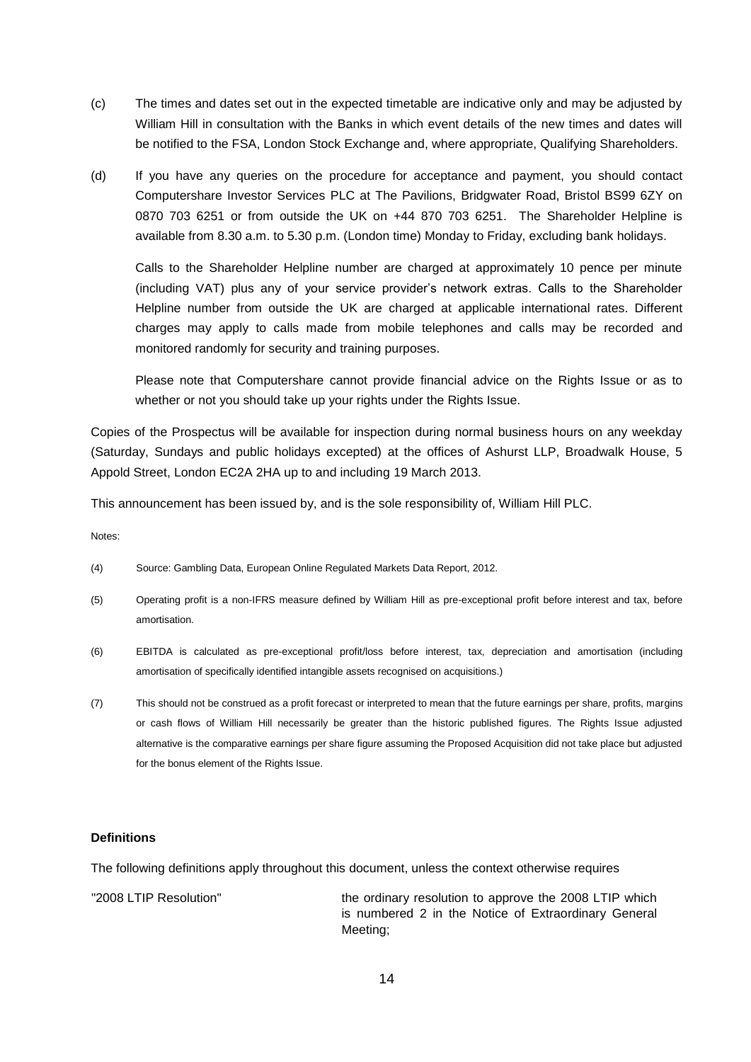(c) The times and dates set out in the expected timetable are indicative only and may be adjusted by William Hill in consultation with the Banks in which event details of the new times and dates will be notified to the FSA, London Stock Exchange and, where appropriate, Qualifying Shareholders.

(d) If you have any queries on the procedure for acceptance and payment, you should contact Computershare Investor Services PLC at The Pavilions, Bridgwater Road, Bristol BS99 6ZY on 0870 703 6251 or from outside the UK on +44 870 703 6251. The Shareholder Helpline is available from 8.30 a.m. to 5.30 p.m. (London time) Monday to Friday, excluding bank holidays.

Calls to the Shareholder Helpline number are charged at approximately 10 pence per minute (including VAT) plus any of your service provider's network extras. Calls to the Shareholder Helpline number from outside the UK are charged at applicable international rates. Different charges may apply to calls made from mobile telephones and calls may be recorded and monitored randomly for security and training purposes.

Please note that Computershare cannot provide financial advice on the Rights Issue or as to whether or not you should take up your rights under the Rights Issue.

Copies of the Prospectus will be available for inspection during normal business hours on any weekday (Saturday, Sundays and public holidays excepted) at the offices of Ashurst LLP, Broadwalk House, 5 Appold Street, London EC2A 2HA up to and including 19 March 2013.

This announcement has been issued by, and is the sole responsibility of, William Hill PLC.

Notes:

(4) Source: Gambling Data, European Online Regulated Markets Data Report, 2012.

(5) Operating profit is a non-IFRS measure defined by William Hill as pre-exceptional profit before interest and tax, before amortisation.

(6) EBITDA is calculated as pre-exceptional profit/loss before interest, tax, depreciation and amortisation (including amortisation of specifically identified intangible assets recognised on acquisitions.)

(7) This should not be construed as a profit forecast or interpreted to mean that the future earnings per share, profits, margins or cash flows of William Hill necessarily be greater than the historic published figures. The Rights Issue adjusted alternative is the comparative earnings per share figure assuming the Proposed Acquisition did not take place but adjusted for the bonus element of the Rights Issue.

**Definitions**

The following definitions apply throughout this document, unless the context otherwise requires

| | |
|---|---|
| "2008 LTIP Resolution" | the ordinary resolution to approve the 2008 LTIP which is numbered 2 in the Notice of Extraordinary General Meeting; |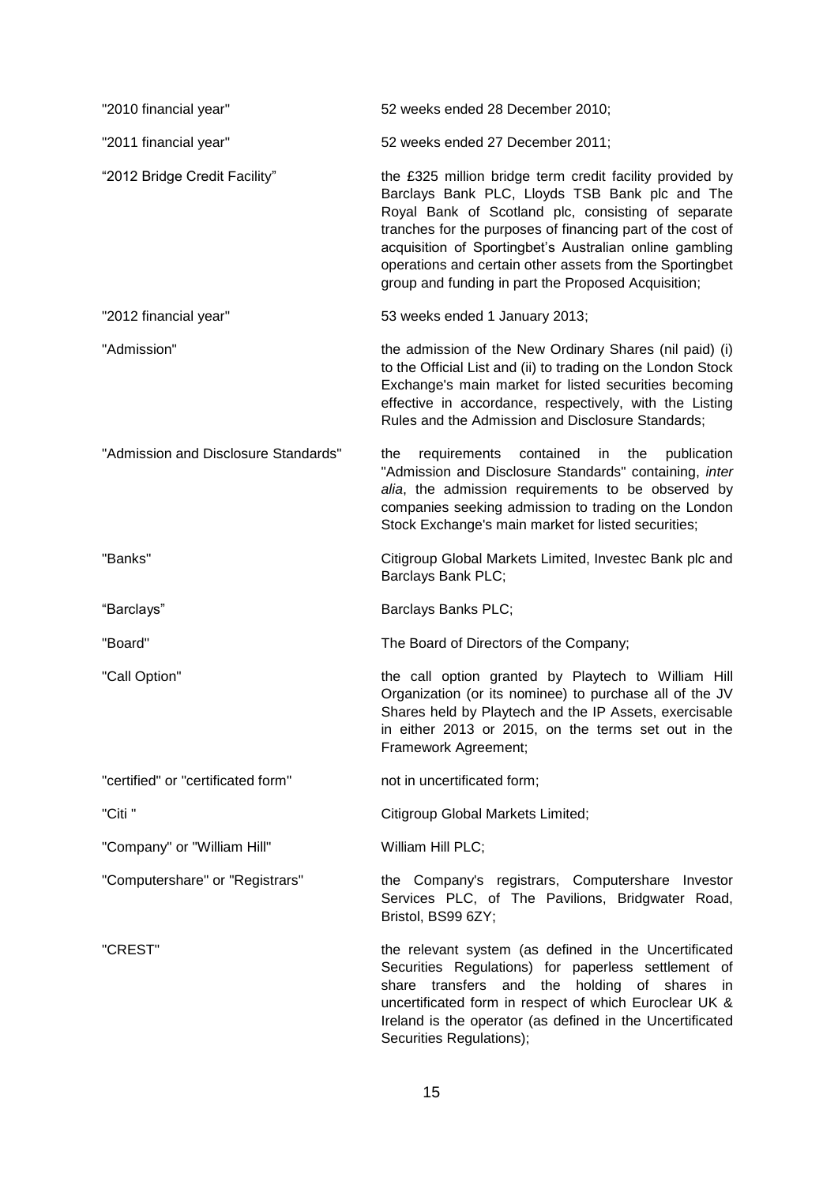| | |
|---|---|
| "2010 financial year" | 52 weeks ended 28 December 2010; |
| "2011 financial year" | 52 weeks ended 27 December 2011; |
| “2012 Bridge Credit Facility” | the £325 million bridge term credit facility provided by Barclays Bank PLC, Lloyds TSB Bank plc and The Royal Bank of Scotland plc, consisting of separate tranches for the purposes of financing part of the cost of acquisition of Sportingbet’s Australian online gambling operations and certain other assets from the Sportingbet group and funding in part the Proposed Acquisition; |
| "2012 financial year" | 53 weeks ended 1 January 2013; |
| "Admission" | the admission of the New Ordinary Shares (nil paid) (i) to the Official List and (ii) to trading on the London Stock Exchange's main market for listed securities becoming effective in accordance, respectively, with the Listing Rules and the Admission and Disclosure Standards; |
| "Admission and Disclosure Standards" | the requirements contained in the publication "Admission and Disclosure Standards" containing, *inter alia*, the admission requirements to be observed by companies seeking admission to trading on the London Stock Exchange's main market for listed securities; |
| "Banks" | Citigroup Global Markets Limited, Investec Bank plc and Barclays Bank PLC; |
| “Barclays” | Barclays Banks PLC; |
| "Board" | The Board of Directors of the Company; |
| "Call Option" | the call option granted by Playtech to William Hill Organization (or its nominee) to purchase all of the JV Shares held by Playtech and the IP Assets, exercisable in either 2013 or 2015, on the terms set out in the Framework Agreement; |
| "certified" or "certificated form" | not in uncertificated form; |
| "Citi " | Citigroup Global Markets Limited; |
| "Company" or "William Hill" | William Hill PLC; |
| "Computershare" or "Registrars" | the Company's registrars, Computershare Investor Services PLC, of The Pavilions, Bridgwater Road, Bristol, BS99 6ZY; |
| "CREST" | the relevant system (as defined in the Uncertificated Securities Regulations) for paperless settlement of share transfers and the holding of shares in uncertificated form in respect of which Euroclear UK & Ireland is the operator (as defined in the Uncertificated Securities Regulations); |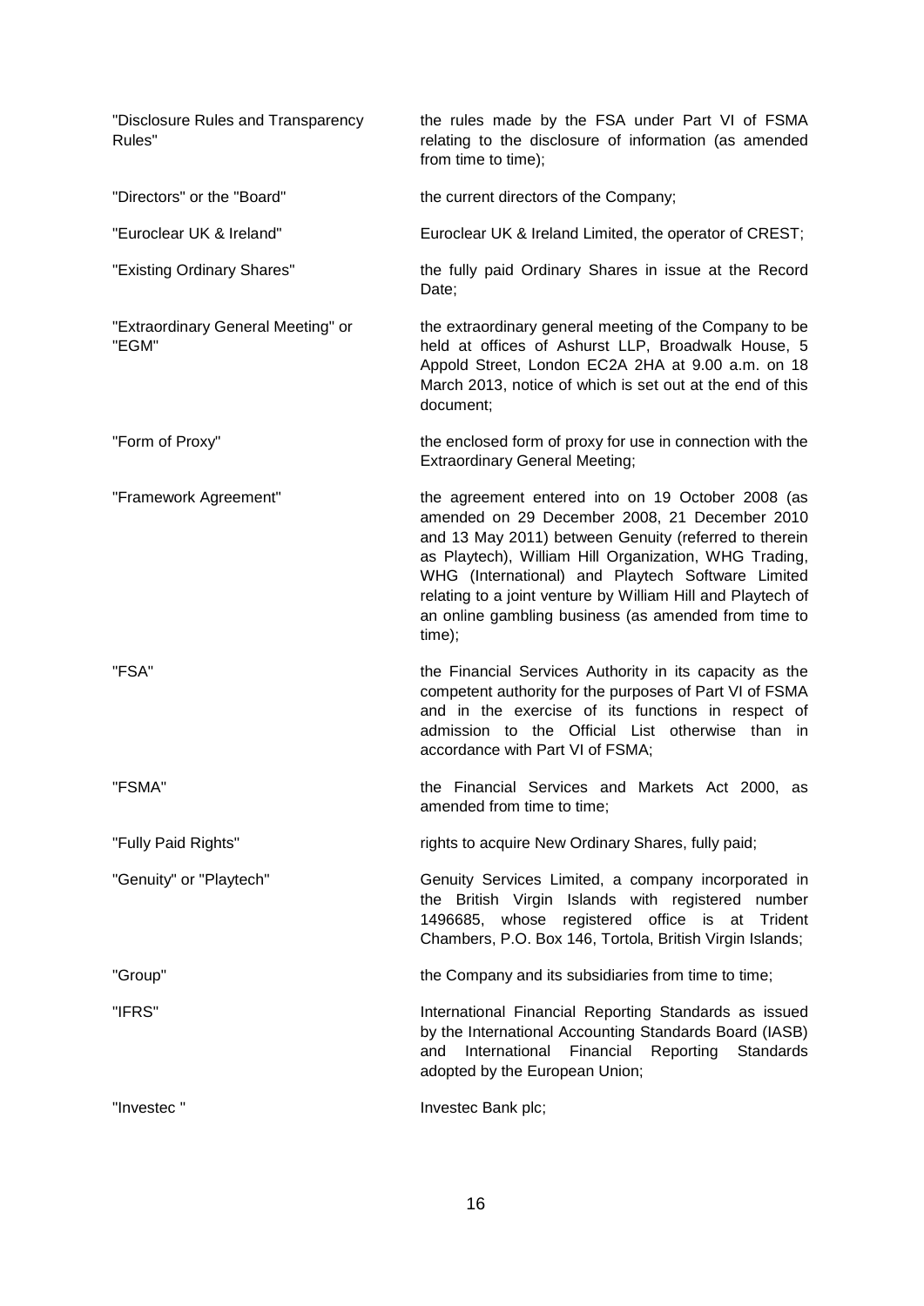| | |
|---|---|
| "Disclosure Rules and Transparency Rules" | the rules made by the FSA under Part VI of FSMA relating to the disclosure of information (as amended from time to time); |
| "Directors" or the "Board" | the current directors of the Company; |
| "Euroclear UK & Ireland" | Euroclear UK & Ireland Limited, the operator of CREST; |
| "Existing Ordinary Shares" | the fully paid Ordinary Shares in issue at the Record Date; |
| "Extraordinary General Meeting" or "EGM" | the extraordinary general meeting of the Company to be held at offices of Ashurst LLP, Broadwalk House, 5 Appold Street, London EC2A 2HA at 9.00 a.m. on 18 March 2013, notice of which is set out at the end of this document; |
| "Form of Proxy" | the enclosed form of proxy for use in connection with the Extraordinary General Meeting; |
| "Framework Agreement" | the agreement entered into on 19 October 2008 (as amended on 29 December 2008, 21 December 2010 and 13 May 2011) between Genuity (referred to therein as Playtech), William Hill Organization, WHG Trading, WHG (International) and Playtech Software Limited relating to a joint venture by William Hill and Playtech of an online gambling business (as amended from time to time); |
| "FSA" | the Financial Services Authority in its capacity as the competent authority for the purposes of Part VI of FSMA and in the exercise of its functions in respect of admission to the Official List otherwise than in accordance with Part VI of FSMA; |
| "FSMA" | the Financial Services and Markets Act 2000, as amended from time to time; |
| "Fully Paid Rights" | rights to acquire New Ordinary Shares, fully paid; |
| "Genuity" or "Playtech" | Genuity Services Limited, a company incorporated in the British Virgin Islands with registered number 1496685, whose registered office is at Trident Chambers, P.O. Box 146, Tortola, British Virgin Islands; |
| "Group" | the Company and its subsidiaries from time to time; |
| "IFRS" | International Financial Reporting Standards as issued by the International Accounting Standards Board (IASB) and International Financial Reporting Standards adopted by the European Union; |
| "Investec " | Investec Bank plc; |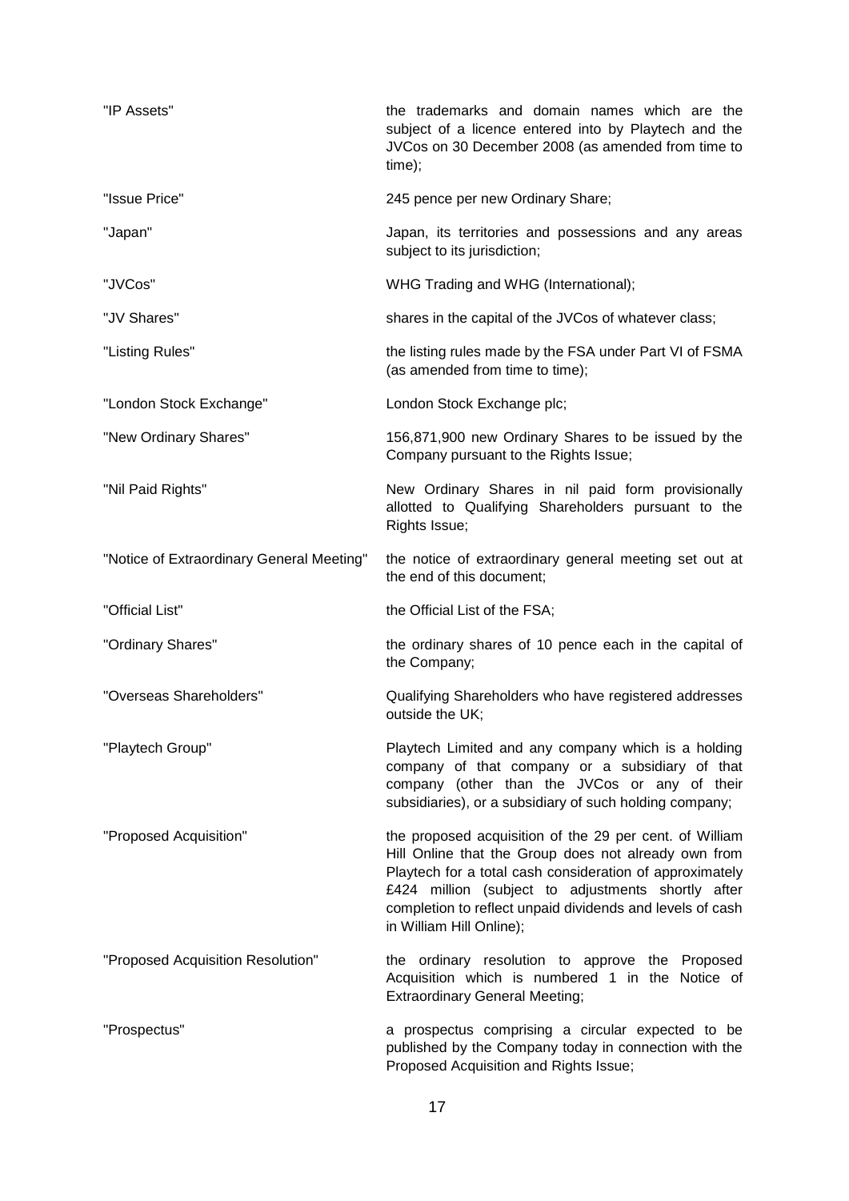| | |
|---|---|
| "IP Assets" | the trademarks and domain names which are the subject of a licence entered into by Playtech and the JVCos on 30 December 2008 (as amended from time to time); |
| "Issue Price" | 245 pence per new Ordinary Share; |
| "Japan" | Japan, its territories and possessions and any areas subject to its jurisdiction; |
| "JVCos" | WHG Trading and WHG (International); |
| "JV Shares" | shares in the capital of the JVCos of whatever class; |
| "Listing Rules" | the listing rules made by the FSA under Part VI of FSMA (as amended from time to time); |
| "London Stock Exchange" | London Stock Exchange plc; |
| "New Ordinary Shares" | 156,871,900 new Ordinary Shares to be issued by the Company pursuant to the Rights Issue; |
| "Nil Paid Rights" | New Ordinary Shares in nil paid form provisionally allotted to Qualifying Shareholders pursuant to the Rights Issue; |
| "Notice of Extraordinary General Meeting" | the notice of extraordinary general meeting set out at the end of this document; |
| "Official List" | the Official List of the FSA; |
| "Ordinary Shares" | the ordinary shares of 10 pence each in the capital of the Company; |
| "Overseas Shareholders" | Qualifying Shareholders who have registered addresses outside the UK; |
| "Playtech Group" | Playtech Limited and any company which is a holding company of that company or a subsidiary of that company (other than the JVCos or any of their subsidiaries), or a subsidiary of such holding company; |
| "Proposed Acquisition" | the proposed acquisition of the 29 per cent. of William Hill Online that the Group does not already own from Playtech for a total cash consideration of approximately £424 million (subject to adjustments shortly after completion to reflect unpaid dividends and levels of cash in William Hill Online); |
| "Proposed Acquisition Resolution" | the ordinary resolution to approve the Proposed Acquisition which is numbered 1 in the Notice of Extraordinary General Meeting; |
| "Prospectus" | a prospectus comprising a circular expected to be published by the Company today in connection with the Proposed Acquisition and Rights Issue; |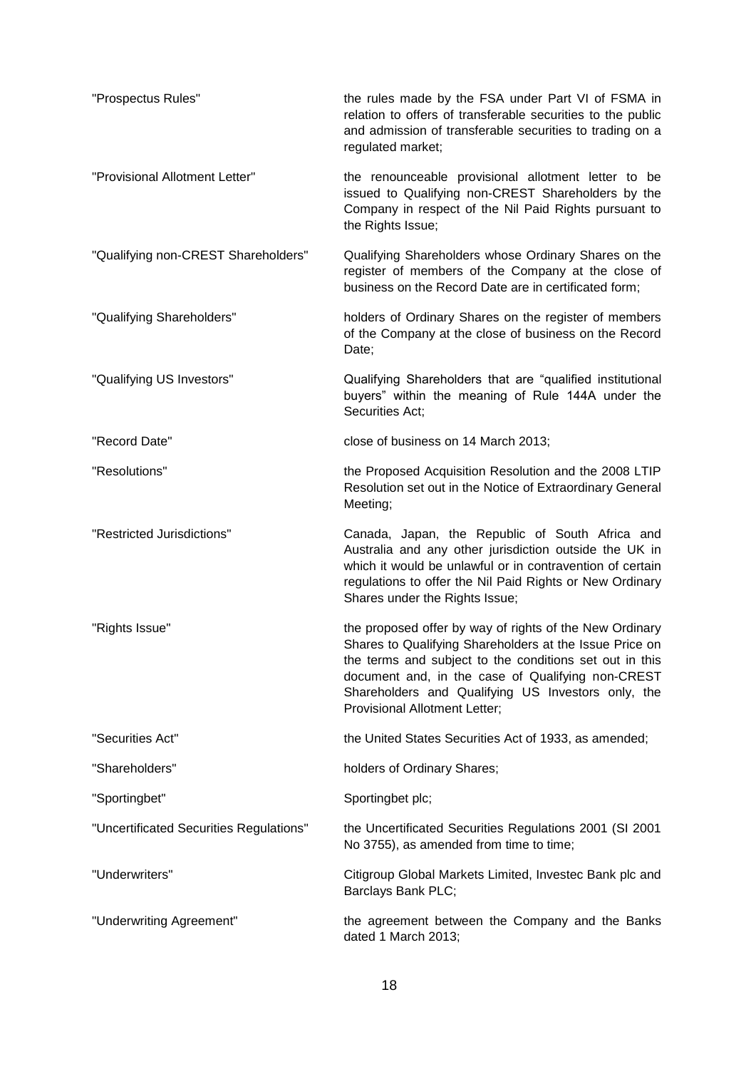| | |
|---|---|
| "Prospectus Rules" | the rules made by the FSA under Part VI of FSMA in relation to offers of transferable securities to the public and admission of transferable securities to trading on a regulated market; |
| "Provisional Allotment Letter" | the renounceable provisional allotment letter to be issued to Qualifying non-CREST Shareholders by the Company in respect of the Nil Paid Rights pursuant to the Rights Issue; |
| "Qualifying non-CREST Shareholders" | Qualifying Shareholders whose Ordinary Shares on the register of members of the Company at the close of business on the Record Date are in certificated form; |
| "Qualifying Shareholders" | holders of Ordinary Shares on the register of members of the Company at the close of business on the Record Date; |
| "Qualifying US Investors" | Qualifying Shareholders that are "qualified institutional buyers" within the meaning of Rule 144A under the Securities Act; |
| "Record Date" | close of business on 14 March 2013; |
| "Resolutions" | the Proposed Acquisition Resolution and the 2008 LTIP Resolution set out in the Notice of Extraordinary General Meeting; |
| "Restricted Jurisdictions" | Canada, Japan, the Republic of South Africa and Australia and any other jurisdiction outside the UK in which it would be unlawful or in contravention of certain regulations to offer the Nil Paid Rights or New Ordinary Shares under the Rights Issue; |
| "Rights Issue" | the proposed offer by way of rights of the New Ordinary Shares to Qualifying Shareholders at the Issue Price on the terms and subject to the conditions set out in this document and, in the case of Qualifying non-CREST Shareholders and Qualifying US Investors only, the Provisional Allotment Letter; |
| "Securities Act" | the United States Securities Act of 1933, as amended; |
| "Shareholders" | holders of Ordinary Shares; |
| "Sportingbet" | Sportingbet plc; |
| "Uncertificated Securities Regulations" | the Uncertificated Securities Regulations 2001 (SI 2001 No 3755), as amended from time to time; |
| "Underwriters" | Citigroup Global Markets Limited, Investec Bank plc and Barclays Bank PLC; |
| "Underwriting Agreement" | the agreement between the Company and the Banks dated 1 March 2013; |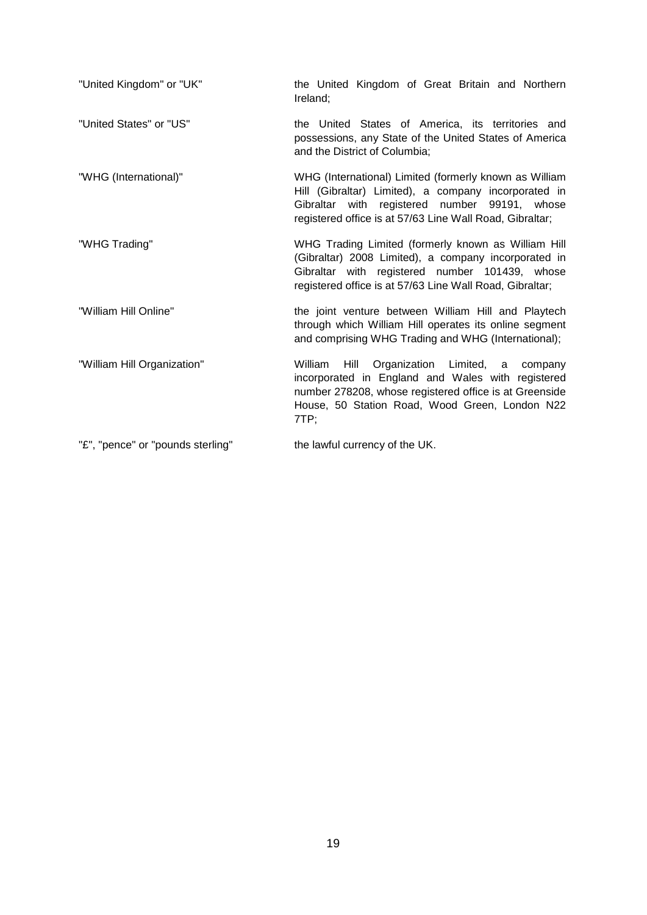| | |
|---|---|
| "United Kingdom" or "UK" | the United Kingdom of Great Britain and Northern Ireland; |
| "United States" or "US" | the United States of America, its territories and possessions, any State of the United States of America and the District of Columbia; |
| "WHG (International)" | WHG (International) Limited (formerly known as William Hill (Gibraltar) Limited), a company incorporated in Gibraltar with registered number 99191, whose registered office is at 57/63 Line Wall Road, Gibraltar; |
| "WHG Trading" | WHG Trading Limited (formerly known as William Hill (Gibraltar) 2008 Limited), a company incorporated in Gibraltar with registered number 101439, whose registered office is at 57/63 Line Wall Road, Gibraltar; |
| "William Hill Online" | the joint venture between William Hill and Playtech through which William Hill operates its online segment and comprising WHG Trading and WHG (International); |
| "William Hill Organization" | William Hill Organization Limited, a company incorporated in England and Wales with registered number 278208, whose registered office is at Greenside House, 50 Station Road, Wood Green, London N22 7TP; |
| "£", "pence" or "pounds sterling" | the lawful currency of the UK. |